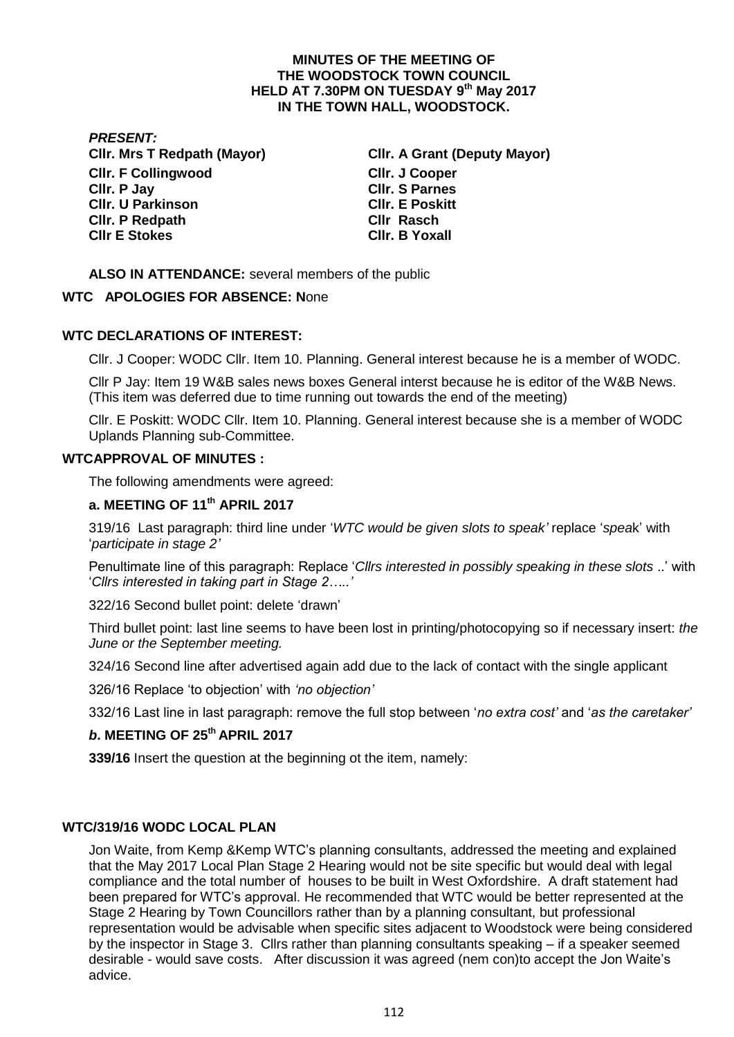# MINUTES OF THE MEETING OF THE WOODSTOCK TOWN COUNCIL HELD AT 7.30PM ON TUESDAY 9th May 2017 IN THE TOWN HALL, WOODSTOCK.

***PRESENT:***

**Cllr. Mrs T Redpath (Mayor)**
**Cllr. A Grant (Deputy Mayor)**
**Cllr. F Collingwood**
**Cllr. J Cooper**
**Cllr. P Jay**
**Cllr. S Parnes**
**Cllr. U Parkinson**
**Cllr. E Poskitt**
**Cllr. P Redpath**
**Cllr Rasch**
**Cllr E Stokes**
**Cllr. B Yoxall**

**ALSO IN ATTENDANCE:** several members of the public

**WTC APOLOGIES FOR ABSENCE: N**one

**WTC DECLARATIONS OF INTEREST:**

Cllr. J Cooper: WODC Cllr. Item 10. Planning. General interest because he is a member of WODC.

Cllr P Jay: Item 19 W&B sales news boxes General interst because he is editor of the W&B News. (This item was deferred due to time running out towards the end of the meeting)

Cllr. E Poskitt: WODC Cllr. Item 10. Planning. General interest because she is a member of WODC Uplands Planning sub-Committee.

**WTCAPPROVAL OF MINUTES :**

The following amendments were agreed:

**a. MEETING OF 11th APRIL 2017**

319/16 Last paragraph: third line under '*WTC would be given slots to speak'* replace '*spea*k' with '*participate in stage 2'*

Penultimate line of this paragraph: Replace '*Cllrs interested in possibly speaking in these slots* ..' with '*Cllrs interested in taking part in Stage 2…..'*

322/16 Second bullet point: delete 'drawn'

Third bullet point: last line seems to have been lost in printing/photocopying so if necessary insert: *the June or the September meeting.*

324/16 Second line after advertised again add due to the lack of contact with the single applicant

326/16 Replace 'to objection' with *'no objection'*

332/16 Last line in last paragraph: remove the full stop between '*no extra cost'* and '*as the caretaker'*

***b*. MEETING OF 25th APRIL 2017**

**339/16** Insert the question at the beginning ot the item, namely:

**WTC/319/16 WODC LOCAL PLAN**

Jon Waite, from Kemp &Kemp WTC's planning consultants, addressed the meeting and explained that the May 2017 Local Plan Stage 2 Hearing would not be site specific but would deal with legal compliance and the total number of houses to be built in West Oxfordshire. A draft statement had been prepared for WTC's approval. He recommended that WTC would be better represented at the Stage 2 Hearing by Town Councillors rather than by a planning consultant, but professional representation would be advisable when specific sites adjacent to Woodstock were being considered by the inspector in Stage 3. Cllrs rather than planning consultants speaking – if a speaker seemed desirable - would save costs. After discussion it was agreed (nem con)to accept the Jon Waite's advice.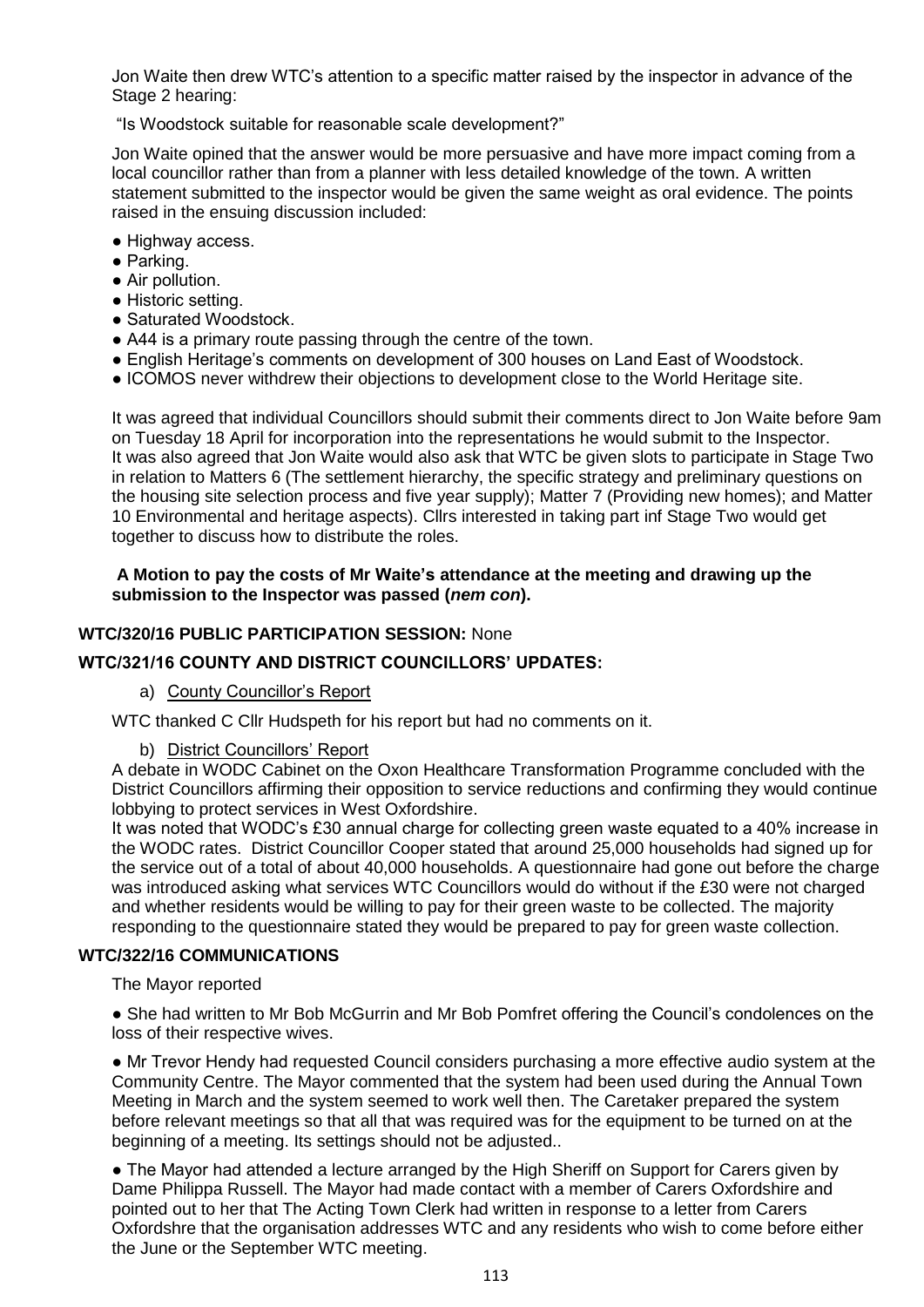Jon Waite then drew WTC's attention to a specific matter raised by the inspector in advance of the Stage 2 hearing:

"Is Woodstock suitable for reasonable scale development?"

Jon Waite opined that the answer would be more persuasive and have more impact coming from a local councillor rather than from a planner with less detailed knowledge of the town. A written statement submitted to the inspector would be given the same weight as oral evidence. The points raised in the ensuing discussion included:

- Highway access.
- Parking.
- Air pollution.
- Historic setting.
- Saturated Woodstock.
- A44 is a primary route passing through the centre of the town.
- English Heritage's comments on development of 300 houses on Land East of Woodstock.
- ICOMOS never withdrew their objections to development close to the World Heritage site.

It was agreed that individual Councillors should submit their comments direct to Jon Waite before 9am on Tuesday 18 April for incorporation into the representations he would submit to the Inspector. It was also agreed that Jon Waite would also ask that WTC be given slots to participate in Stage Two in relation to Matters 6 (The settlement hierarchy, the specific strategy and preliminary questions on the housing site selection process and five year supply); Matter 7 (Providing new homes); and Matter 10 Environmental and heritage aspects). Cllrs interested in taking part inf Stage Two would get together to discuss how to distribute the roles.

**A Motion to pay the costs of Mr Waite's attendance at the meeting and drawing up the submission to the Inspector was passed (*nem con*).**

**WTC/320/16 PUBLIC PARTICIPATION SESSION:** None

**WTC/321/16 COUNTY AND DISTRICT COUNCILLORS' UPDATES:**

a) County Councillor's Report

WTC thanked C Cllr Hudspeth for his report but had no comments on it.

b) District Councillors' Report

A debate in WODC Cabinet on the Oxon Healthcare Transformation Programme concluded with the District Councillors affirming their opposition to service reductions and confirming they would continue lobbying to protect services in West Oxfordshire.

It was noted that WODC's £30 annual charge for collecting green waste equated to a 40% increase in the WODC rates. District Councillor Cooper stated that around 25,000 households had signed up for the service out of a total of about 40,000 households. A questionnaire had gone out before the charge was introduced asking what services WTC Councillors would do without if the £30 were not charged and whether residents would be willing to pay for their green waste to be collected. The majority responding to the questionnaire stated they would be prepared to pay for green waste collection.

**WTC/322/16 COMMUNICATIONS**

The Mayor reported

- She had written to Mr Bob McGurrin and Mr Bob Pomfret offering the Council's condolences on the loss of their respective wives.

- Mr Trevor Hendy had requested Council considers purchasing a more effective audio system at the Community Centre. The Mayor commented that the system had been used during the Annual Town Meeting in March and the system seemed to work well then. The Caretaker prepared the system before relevant meetings so that all that was required was for the equipment to be turned on at the beginning of a meeting. Its settings should not be adjusted..

- The Mayor had attended a lecture arranged by the High Sheriff on Support for Carers given by Dame Philippa Russell. The Mayor had made contact with a member of Carers Oxfordshire and pointed out to her that The Acting Town Clerk had written in response to a letter from Carers Oxfordshre that the organisation addresses WTC and any residents who wish to come before either the June or the September WTC meeting.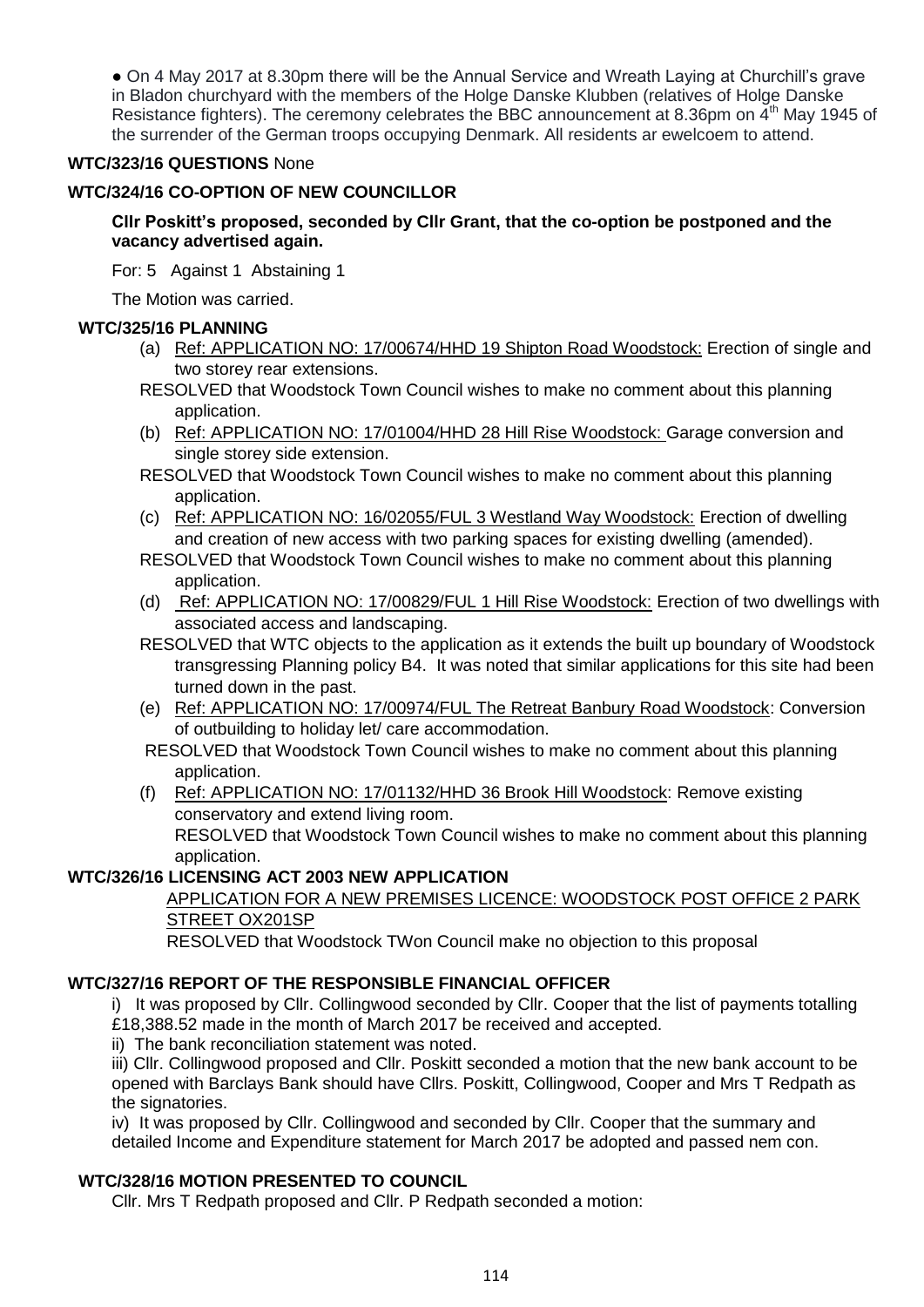● On 4 May 2017 at 8.30pm there will be the Annual Service and Wreath Laying at Churchill's grave in Bladon churchyard with the members of the Holge Danske Klubben (relatives of Holge Danske Resistance fighters). The ceremony celebrates the BBC announcement at 8.36pm on 4th May 1945 of the surrender of the German troops occupying Denmark. All residents ar ewelcoem to attend.

**WTC/323/16 QUESTIONS** None

**WTC/324/16 CO-OPTION OF NEW COUNCILLOR**

**Cllr Poskitt's proposed, seconded by Cllr Grant, that the co-option be postponed and the vacancy advertised again.**

For: 5 Against 1 Abstaining 1

The Motion was carried.

**WTC/325/16 PLANNING**

(a) Ref: APPLICATION NO: 17/00674/HHD 19 Shipton Road Woodstock: Erection of single and two storey rear extensions.

RESOLVED that Woodstock Town Council wishes to make no comment about this planning application.

(b) Ref: APPLICATION NO: 17/01004/HHD 28 Hill Rise Woodstock: Garage conversion and single storey side extension.

RESOLVED that Woodstock Town Council wishes to make no comment about this planning application.

(c) Ref: APPLICATION NO: 16/02055/FUL 3 Westland Way Woodstock: Erection of dwelling and creation of new access with two parking spaces for existing dwelling (amended).

RESOLVED that Woodstock Town Council wishes to make no comment about this planning application.

(d) Ref: APPLICATION NO: 17/00829/FUL 1 Hill Rise Woodstock: Erection of two dwellings with associated access and landscaping.

RESOLVED that WTC objects to the application as it extends the built up boundary of Woodstock transgressing Planning policy B4. It was noted that similar applications for this site had been turned down in the past.

(e) Ref: APPLICATION NO: 17/00974/FUL The Retreat Banbury Road Woodstock: Conversion of outbuilding to holiday let/ care accommodation.

RESOLVED that Woodstock Town Council wishes to make no comment about this planning application.

(f) Ref: APPLICATION NO: 17/01132/HHD 36 Brook Hill Woodstock: Remove existing conservatory and extend living room.

RESOLVED that Woodstock Town Council wishes to make no comment about this planning application.

**WTC/326/16 LICENSING ACT 2003 NEW APPLICATION**

APPLICATION FOR A NEW PREMISES LICENCE: WOODSTOCK POST OFFICE 2 PARK STREET OX201SP

RESOLVED that Woodstock TWon Council make no objection to this proposal

**WTC/327/16 REPORT OF THE RESPONSIBLE FINANCIAL OFFICER**

i) It was proposed by Cllr. Collingwood seconded by Cllr. Cooper that the list of payments totalling £18,388.52 made in the month of March 2017 be received and accepted.

ii) The bank reconciliation statement was noted.

iii) Cllr. Collingwood proposed and Cllr. Poskitt seconded a motion that the new bank account to be opened with Barclays Bank should have Cllrs. Poskitt, Collingwood, Cooper and Mrs T Redpath as the signatories.

iv) It was proposed by Cllr. Collingwood and seconded by Cllr. Cooper that the summary and detailed Income and Expenditure statement for March 2017 be adopted and passed nem con.

**WTC/328/16 MOTION PRESENTED TO COUNCIL**

Cllr. Mrs T Redpath proposed and Cllr. P Redpath seconded a motion: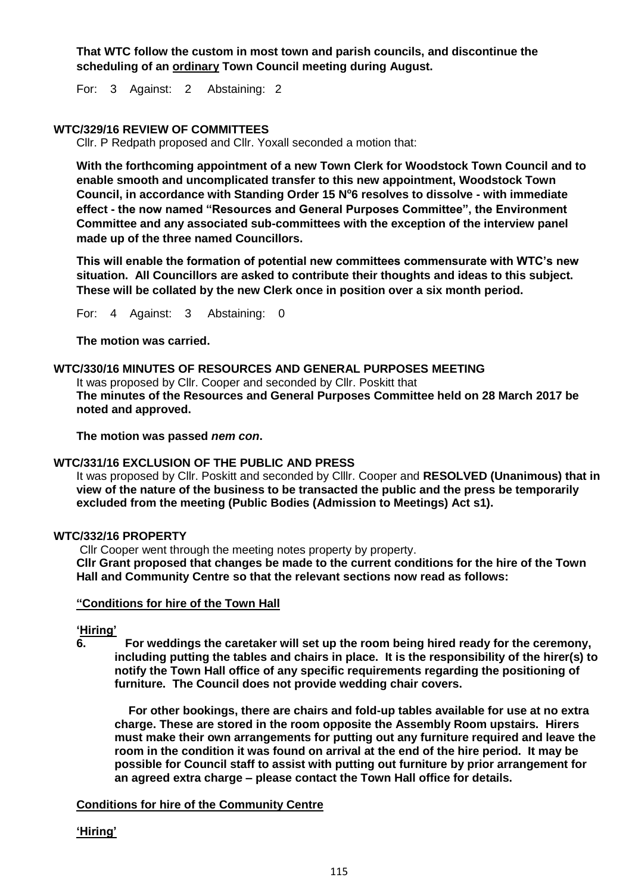**That WTC follow the custom in most town and parish councils, and discontinue the scheduling of an <u>ordinary</u> Town Council meeting during August.**

For: 3 Against: 2 Abstaining: 2

### WTC/329/16 REVIEW OF COMMITTEES

Cllr. P Redpath proposed and Cllr. Yoxall seconded a motion that:

**With the forthcoming appointment of a new Town Clerk for Woodstock Town Council and to enable smooth and uncomplicated transfer to this new appointment, Woodstock Town Council, in accordance with Standing Order 15 N$^{o}$6 resolves to dissolve - with immediate effect - the now named "Resources and General Purposes Committee", the Environment Committee and any associated sub-committees with the exception of the interview panel made up of the three named Councillors.**

**This will enable the formation of potential new committees commensurate with WTC's new situation. All Councillors are asked to contribute their thoughts and ideas to this subject. These will be collated by the new Clerk once in position over a six month period.**

For: 4 Against: 3 Abstaining: 0

**The motion was carried.**

### WTC/330/16 MINUTES OF RESOURCES AND GENERAL PURPOSES MEETING

It was proposed by Cllr. Cooper and seconded by Cllr. Poskitt that
**The minutes of the Resources and General Purposes Committee held on 28 March 2017 be noted and approved.**

**The motion was passed *nem con*.**

### WTC/331/16 EXCLUSION OF THE PUBLIC AND PRESS

It was proposed by Cllr. Poskitt and seconded by Clllr. Cooper and **RESOLVED (Unanimous) that in view of the nature of the business to be transacted the public and the press be temporarily excluded from the meeting (Public Bodies (Admission to Meetings) Act s1).**

### WTC/332/16 PROPERTY

Cllr Cooper went through the meeting notes property by property.
**Cllr Grant proposed that changes be made to the current conditions for the hire of the Town Hall and Community Centre so that the relevant sections now read as follows:**

**<u>"Conditions for hire of the Town Hall</u>**

**<u>'Hiring'</u>**

**6. For weddings the caretaker will set up the room being hired ready for the ceremony, including putting the tables and chairs in place. It is the responsibility of the hirer(s) to notify the Town Hall office of any specific requirements regarding the positioning of furniture. The Council does not provide wedding chair covers.**

**For other bookings, there are chairs and fold-up tables available for use at no extra charge. These are stored in the room opposite the Assembly Room upstairs. Hirers must make their own arrangements for putting out any furniture required and leave the room in the condition it was found on arrival at the end of the hire period. It may be possible for Council staff to assist with putting out furniture by prior arrangement for an agreed extra charge – please contact the Town Hall office for details.**

**<u>Conditions for hire of the Community Centre</u>**

**<u>'Hiring'</u>**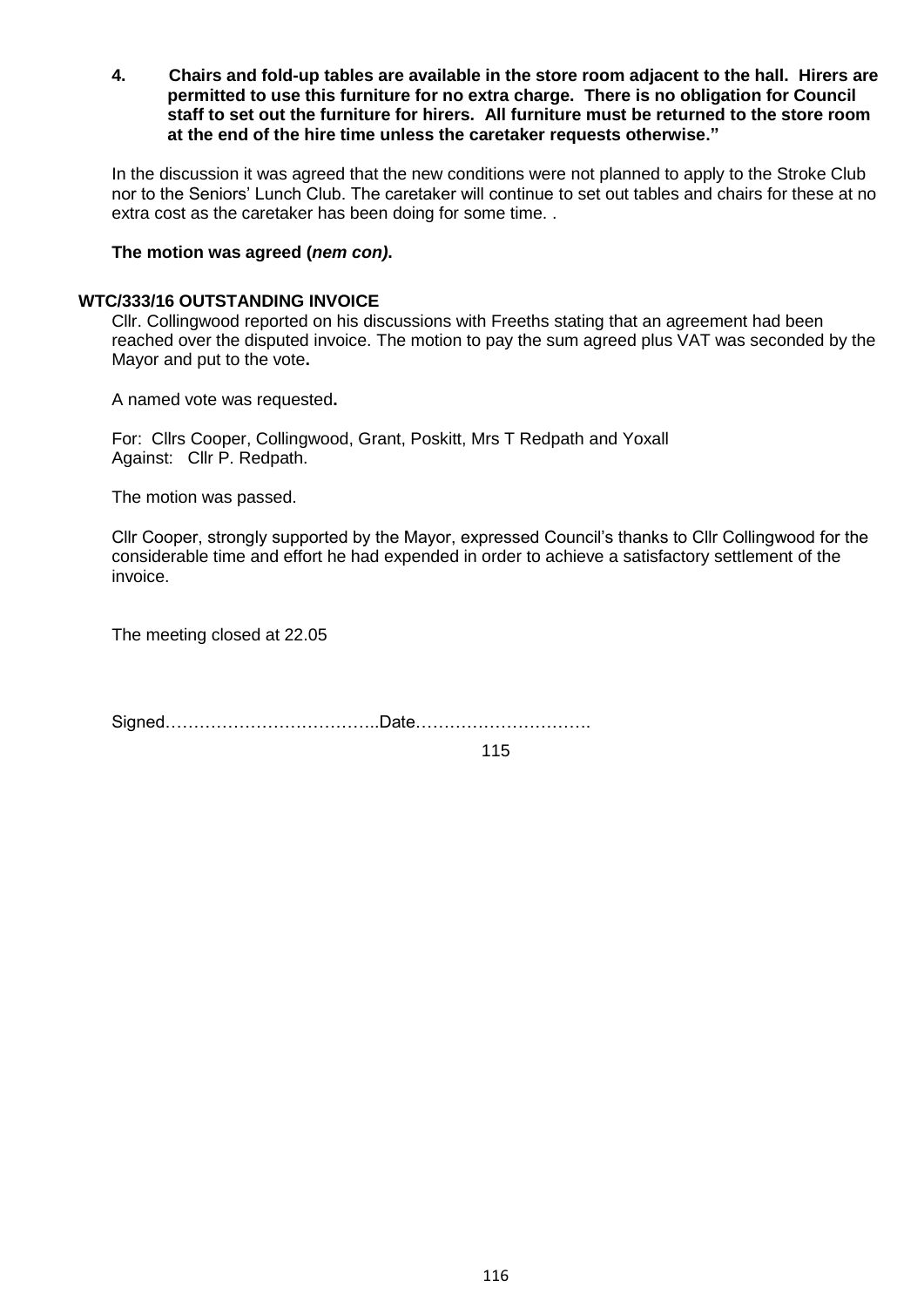**4. Chairs and fold-up tables are available in the store room adjacent to the hall. Hirers are permitted to use this furniture for no extra charge. There is no obligation for Council staff to set out the furniture for hirers. All furniture must be returned to the store room at the end of the hire time unless the caretaker requests otherwise."**

In the discussion it was agreed that the new conditions were not planned to apply to the Stroke Club nor to the Seniors' Lunch Club. The caretaker will continue to set out tables and chairs for these at no extra cost as the caretaker has been doing for some time. .

**The motion was agreed (*nem con).***

**WTC/333/16 OUTSTANDING INVOICE**

Cllr. Collingwood reported on his discussions with Freeths stating that an agreement had been reached over the disputed invoice. The motion to pay the sum agreed plus VAT was seconded by the Mayor and put to the vote**.**

A named vote was requested**.**

For: Cllrs Cooper, Collingwood, Grant, Poskitt, Mrs T Redpath and Yoxall
Against: Cllr P. Redpath.

The motion was passed.

Cllr Cooper, strongly supported by the Mayor, expressed Council's thanks to Cllr Collingwood for the considerable time and effort he had expended in order to achieve a satisfactory settlement of the invoice.

The meeting closed at 22.05

Signed………………………………..Date………………………….